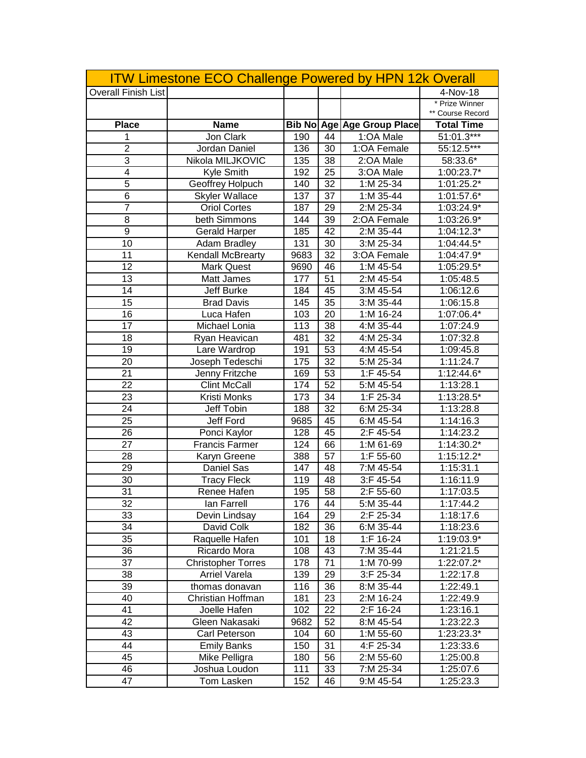# ITW Limestone ECO Challenge Powered by HPN 12k Overall

| Overall Finish List | | | | | 4-Nov-18 |
|---|---|---|---|---|---|
| | | | | | * Prize Winner<br>** Course Record |
| **Place** | **Name** | **Bib No** | **Age** | **Age Group Place** | **Total Time** |
| 1 | Jon Clark | 190 | 44 | 1:OA Male | 51:01.3*** |
| 2 | Jordan Daniel | 136 | 30 | 1:OA Female | 55:12.5*** |
| 3 | Nikola MILJKOVIC | 135 | 38 | 2:OA Male | 58:33.6* |
| 4 | Kyle Smith | 192 | 25 | 3:OA Male | 1:00:23.7* |
| 5 | Geoffrey Holpuch | 140 | 32 | 1:M 25-34 | 1:01:25.2* |
| 6 | Skyler Wallace | 137 | 37 | 1:M 35-44 | 1:01:57.6* |
| 7 | Oriol Cortes | 187 | 29 | 2:M 25-34 | 1:03:24.9* |
| 8 | beth Simmons | 144 | 39 | 2:OA Female | 1:03:26.9* |
| 9 | Gerald Harper | 185 | 42 | 2:M 35-44 | 1:04:12.3* |
| 10 | Adam Bradley | 131 | 30 | 3:M 25-34 | 1:04:44.5* |
| 11 | Kendall McBrearty | 9683 | 32 | 3:OA Female | 1:04:47.9* |
| 12 | Mark Quest | 9690 | 46 | 1:M 45-54 | 1:05:29.5* |
| 13 | Matt James | 177 | 51 | 2:M 45-54 | 1:05:48.5 |
| 14 | Jeff Burke | 184 | 45 | 3:M 45-54 | 1:06:12.6 |
| 15 | Brad Davis | 145 | 35 | 3:M 35-44 | 1:06:15.8 |
| 16 | Luca Hafen | 103 | 20 | 1:M 16-24 | 1:07:06.4* |
| 17 | Michael Lonia | 113 | 38 | 4:M 35-44 | 1:07:24.9 |
| 18 | Ryan Heavican | 481 | 32 | 4:M 25-34 | 1:07:32.8 |
| 19 | Lare Wardrop | 191 | 53 | 4:M 45-54 | 1:09:45.8 |
| 20 | Joseph Tedeschi | 175 | 32 | 5:M 25-34 | 1:11:24.7 |
| 21 | Jenny Fritzche | 169 | 53 | 1:F 45-54 | 1:12:44.6* |
| 22 | Clint McCall | 174 | 52 | 5:M 45-54 | 1:13:28.1 |
| 23 | Kristi Monks | 173 | 34 | 1:F 25-34 | 1:13:28.5* |
| 24 | Jeff Tobin | 188 | 32 | 6:M 25-34 | 1:13:28.8 |
| 25 | Jeff Ford | 9685 | 45 | 6:M 45-54 | 1:14:16.3 |
| 26 | Ponci Kaylor | 128 | 45 | 2:F 45-54 | 1:14:23.2 |
| 27 | Francis Farmer | 124 | 66 | 1:M 61-69 | 1:14:30.2* |
| 28 | Karyn Greene | 388 | 57 | 1:F 55-60 | 1:15:12.2* |
| 29 | Daniel Sas | 147 | 48 | 7:M 45-54 | 1:15:31.1 |
| 30 | Tracy Fleck | 119 | 48 | 3:F 45-54 | 1:16:11.9 |
| 31 | Renee Hafen | 195 | 58 | 2:F 55-60 | 1:17:03.5 |
| 32 | Ian Farrell | 176 | 44 | 5:M 35-44 | 1:17:44.2 |
| 33 | Devin Lindsay | 164 | 29 | 2:F 25-34 | 1:18:17.6 |
| 34 | David Colk | 182 | 36 | 6:M 35-44 | 1:18:23.6 |
| 35 | Raquelle Hafen | 101 | 18 | 1:F 16-24 | 1:19:03.9* |
| 36 | Ricardo Mora | 108 | 43 | 7:M 35-44 | 1:21:21.5 |
| 37 | Christopher Torres | 178 | 71 | 1:M 70-99 | 1:22:07.2* |
| 38 | Arriel Varela | 139 | 29 | 3:F 25-34 | 1:22:17.8 |
| 39 | thomas donavan | 116 | 36 | 8:M 35-44 | 1:22:49.1 |
| 40 | Christian Hoffman | 181 | 23 | 2:M 16-24 | 1:22:49.9 |
| 41 | Joelle Hafen | 102 | 22 | 2:F 16-24 | 1:23:16.1 |
| 42 | Gleen Nakasaki | 9682 | 52 | 8:M 45-54 | 1:23:22.3 |
| 43 | Carl Peterson | 104 | 60 | 1:M 55-60 | 1:23:23.3* |
| 44 | Emily Banks | 150 | 31 | 4:F 25-34 | 1:23:33.6 |
| 45 | Mike Pelligra | 180 | 56 | 2:M 55-60 | 1:25:00.8 |
| 46 | Joshua Loudon | 111 | 33 | 7:M 25-34 | 1:25:07.6 |
| 47 | Tom Lasken | 152 | 46 | 9:M 45-54 | 1:25:23.3 |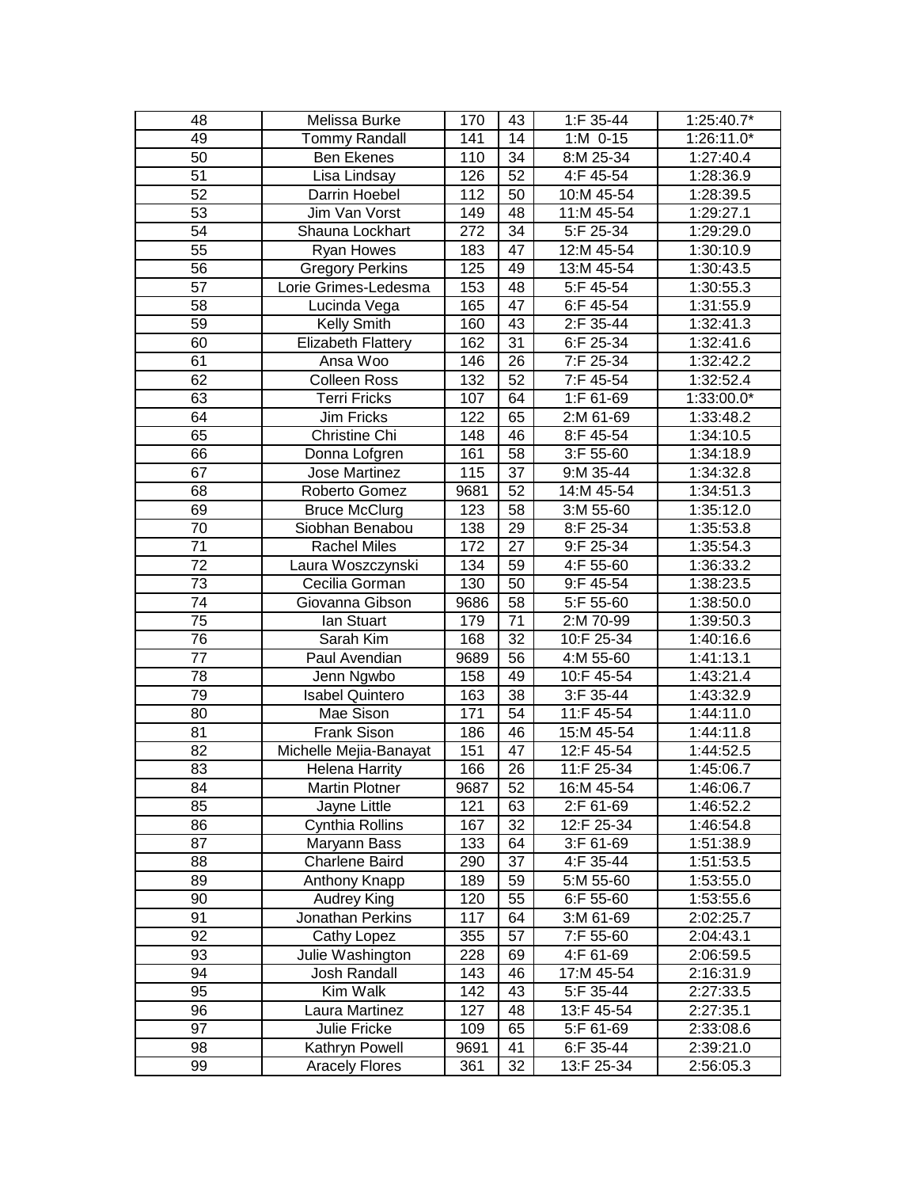| | | | | | |
|---|---|---|---|---|---|
| 48 | Melissa Burke | 170 | 43 | 1:F 35-44 | 1:25:40.7* |
| 49 | Tommy Randall | 141 | 14 | 1:M 0-15 | 1:26:11.0* |
| 50 | Ben Ekenes | 110 | 34 | 8:M 25-34 | 1:27:40.4 |
| 51 | Lisa Lindsay | 126 | 52 | 4:F 45-54 | 1:28:36.9 |
| 52 | Darrin Hoebel | 112 | 50 | 10:M 45-54 | 1:28:39.5 |
| 53 | Jim Van Vorst | 149 | 48 | 11:M 45-54 | 1:29:27.1 |
| 54 | Shauna Lockhart | 272 | 34 | 5:F 25-34 | 1:29:29.0 |
| 55 | Ryan Howes | 183 | 47 | 12:M 45-54 | 1:30:10.9 |
| 56 | Gregory Perkins | 125 | 49 | 13:M 45-54 | 1:30:43.5 |
| 57 | Lorie Grimes-Ledesma | 153 | 48 | 5:F 45-54 | 1:30:55.3 |
| 58 | Lucinda Vega | 165 | 47 | 6:F 45-54 | 1:31:55.9 |
| 59 | Kelly Smith | 160 | 43 | 2:F 35-44 | 1:32:41.3 |
| 60 | Elizabeth Flattery | 162 | 31 | 6:F 25-34 | 1:32:41.6 |
| 61 | Ansa Woo | 146 | 26 | 7:F 25-34 | 1:32:42.2 |
| 62 | Colleen Ross | 132 | 52 | 7:F 45-54 | 1:32:52.4 |
| 63 | Terri Fricks | 107 | 64 | 1:F 61-69 | 1:33:00.0* |
| 64 | Jim Fricks | 122 | 65 | 2:M 61-69 | 1:33:48.2 |
| 65 | Christine Chi | 148 | 46 | 8:F 45-54 | 1:34:10.5 |
| 66 | Donna Lofgren | 161 | 58 | 3:F 55-60 | 1:34:18.9 |
| 67 | Jose Martinez | 115 | 37 | 9:M 35-44 | 1:34:32.8 |
| 68 | Roberto Gomez | 9681 | 52 | 14:M 45-54 | 1:34:51.3 |
| 69 | Bruce McClurg | 123 | 58 | 3:M 55-60 | 1:35:12.0 |
| 70 | Siobhan Benabou | 138 | 29 | 8:F 25-34 | 1:35:53.8 |
| 71 | Rachel Miles | 172 | 27 | 9:F 25-34 | 1:35:54.3 |
| 72 | Laura Woszczynski | 134 | 59 | 4:F 55-60 | 1:36:33.2 |
| 73 | Cecilia Gorman | 130 | 50 | 9:F 45-54 | 1:38:23.5 |
| 74 | Giovanna Gibson | 9686 | 58 | 5:F 55-60 | 1:38:50.0 |
| 75 | Ian Stuart | 179 | 71 | 2:M 70-99 | 1:39:50.3 |
| 76 | Sarah Kim | 168 | 32 | 10:F 25-34 | 1:40:16.6 |
| 77 | Paul Avendian | 9689 | 56 | 4:M 55-60 | 1:41:13.1 |
| 78 | Jenn Ngwbo | 158 | 49 | 10:F 45-54 | 1:43:21.4 |
| 79 | Isabel Quintero | 163 | 38 | 3:F 35-44 | 1:43:32.9 |
| 80 | Mae Sison | 171 | 54 | 11:F 45-54 | 1:44:11.0 |
| 81 | Frank Sison | 186 | 46 | 15:M 45-54 | 1:44:11.8 |
| 82 | Michelle Mejia-Banayat | 151 | 47 | 12:F 45-54 | 1:44:52.5 |
| 83 | Helena Harrity | 166 | 26 | 11:F 25-34 | 1:45:06.7 |
| 84 | Martin Plotner | 9687 | 52 | 16:M 45-54 | 1:46:06.7 |
| 85 | Jayne Little | 121 | 63 | 2:F 61-69 | 1:46:52.2 |
| 86 | Cynthia Rollins | 167 | 32 | 12:F 25-34 | 1:46:54.8 |
| 87 | Maryann Bass | 133 | 64 | 3:F 61-69 | 1:51:38.9 |
| 88 | Charlene Baird | 290 | 37 | 4:F 35-44 | 1:51:53.5 |
| 89 | Anthony Knapp | 189 | 59 | 5:M 55-60 | 1:53:55.0 |
| 90 | Audrey King | 120 | 55 | 6:F 55-60 | 1:53:55.6 |
| 91 | Jonathan Perkins | 117 | 64 | 3:M 61-69 | 2:02:25.7 |
| 92 | Cathy Lopez | 355 | 57 | 7:F 55-60 | 2:04:43.1 |
| 93 | Julie Washington | 228 | 69 | 4:F 61-69 | 2:06:59.5 |
| 94 | Josh Randall | 143 | 46 | 17:M 45-54 | 2:16:31.9 |
| 95 | Kim Walk | 142 | 43 | 5:F 35-44 | 2:27:33.5 |
| 96 | Laura Martinez | 127 | 48 | 13:F 45-54 | 2:27:35.1 |
| 97 | Julie Fricke | 109 | 65 | 5:F 61-69 | 2:33:08.6 |
| 98 | Kathryn Powell | 9691 | 41 | 6:F 35-44 | 2:39:21.0 |
| 99 | Aracely Flores | 361 | 32 | 13:F 25-34 | 2:56:05.3 |